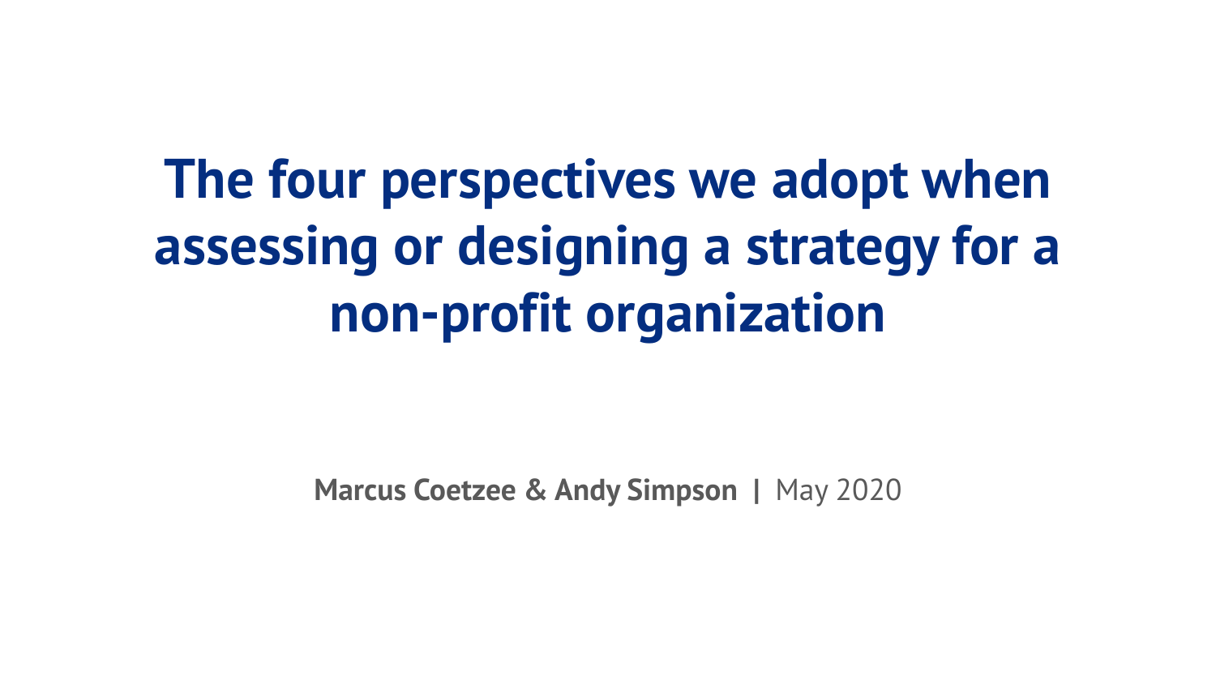# The four perspectives we adopt when assessing or designing a strategy for a non-profit organization

**Marcus Coetzee & Andy Simpson** | May 2020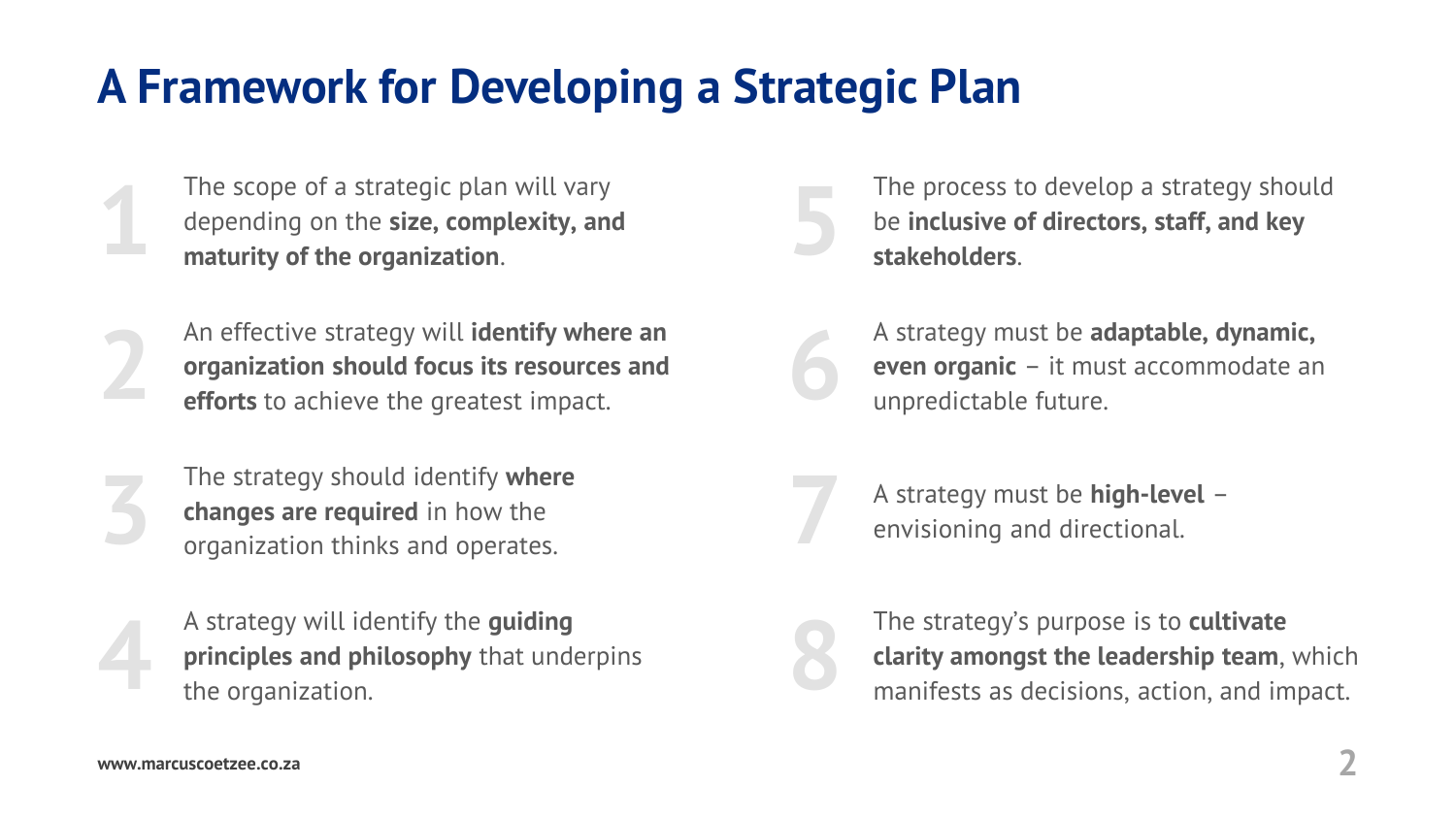# A Framework for Developing a Strategic Plan

1. The scope of a strategic plan will vary depending on the **size, complexity, and maturity of the organization**.

2. An effective strategy will **identify where an organization should focus its resources and efforts** to achieve the greatest impact.

3. The strategy should identify **where changes are required** in how the organization thinks and operates.

4. A strategy will identify the **guiding principles and philosophy** that underpins the organization.

5. The process to develop a strategy should be **inclusive of directors, staff, and key stakeholders**.

6. A strategy must be **adaptable, dynamic, even organic** – it must accommodate an unpredictable future.

7. A strategy must be **high-level** – envisioning and directional.

8. The strategy's purpose is to **cultivate clarity amongst the leadership team**, which manifests as decisions, action, and impact.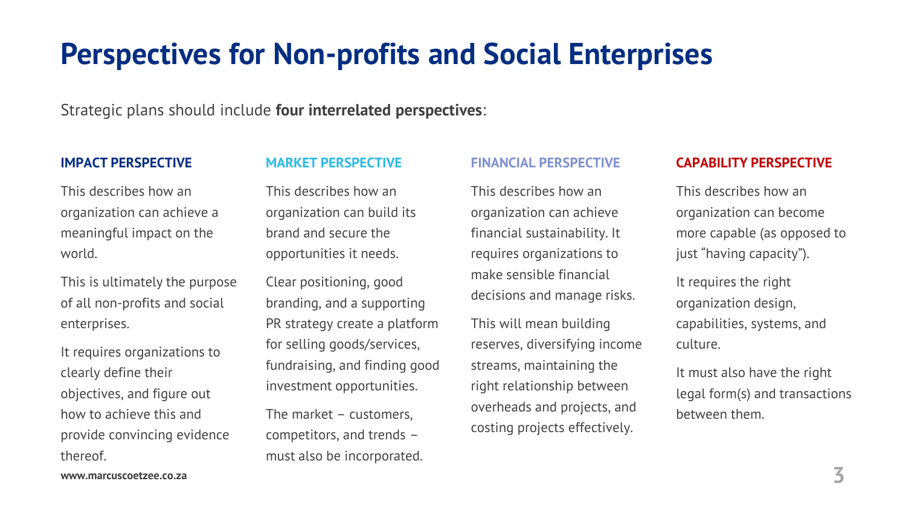# Perspectives for Non-profits and Social Enterprises

Strategic plans should include **four interrelated perspectives**:

### IMPACT PERSPECTIVE

This describes how an organization can achieve a meaningful impact on the world.

This is ultimately the purpose of all non-profits and social enterprises.

It requires organizations to clearly define their objectives, and figure out how to achieve this and provide convincing evidence thereof.

### MARKET PERSPECTIVE

This describes how an organization can build its brand and secure the opportunities it needs.

Clear positioning, good branding, and a supporting PR strategy create a platform for selling goods/services, fundraising, and finding good investment opportunities.

The market – customers, competitors, and trends – must also be incorporated.

### FINANCIAL PERSPECTIVE

This describes how an organization can achieve financial sustainability. It requires organizations to make sensible financial decisions and manage risks.

This will mean building reserves, diversifying income streams, maintaining the right relationship between overheads and projects, and costing projects effectively.

### CAPABILITY PERSPECTIVE

This describes how an organization can become more capable (as opposed to just "having capacity").

It requires the right organization design, capabilities, systems, and culture.

It must also have the right legal form(s) and transactions between them.

**www.marcuscoetzee.co.za**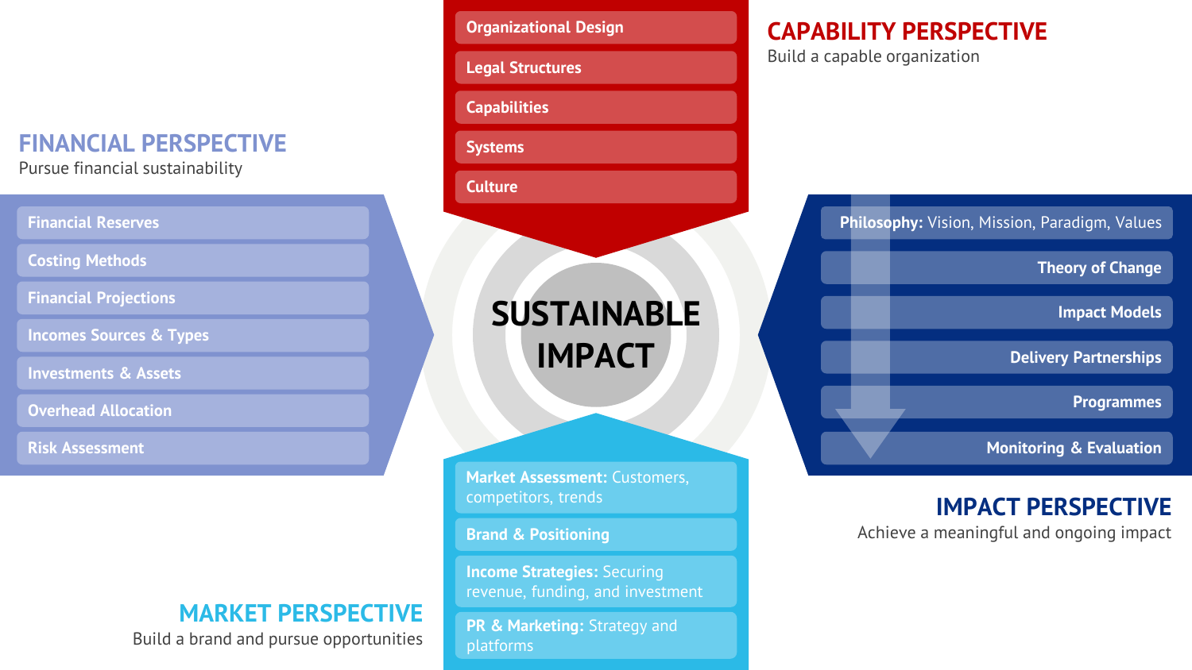# SUSTAINABLE IMPACT

## CAPABILITY PERSPECTIVE

Build a capable organization

- Organizational Design
- Legal Structures
- Capabilities
- Systems
- Culture

## FINANCIAL PERSPECTIVE

Pursue financial sustainability

- Financial Reserves
- Costing Methods
- Financial Projections
- Incomes Sources & Types
- Investments & Assets
- Overhead Allocation
- Risk Assessment

## IMPACT PERSPECTIVE

Achieve a meaningful and ongoing impact

- **Philosophy:** Vision, Mission, Paradigm, Values
- Theory of Change
- Impact Models
- Delivery Partnerships
- Programmes
- Monitoring & Evaluation

## MARKET PERSPECTIVE

Build a brand and pursue opportunities

- **Market Assessment:** Customers, competitors, trends
- **Brand & Positioning**
- **Income Strategies:** Securing revenue, funding, and investment
- **PR & Marketing:** Strategy and platforms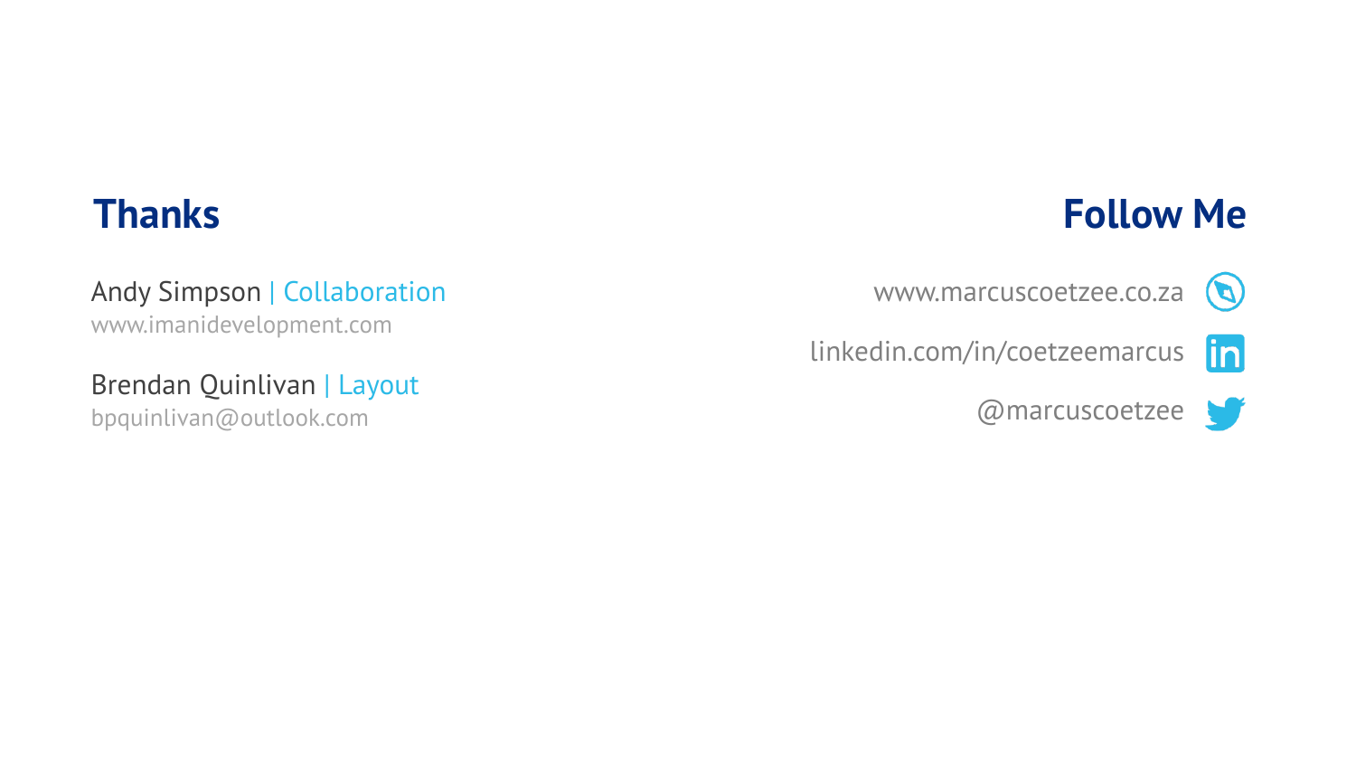## Thanks

Andy Simpson | Collaboration
www.imanidevelopment.com

Brendan Quinlivan | Layout
bpquinlivan@outlook.com

## Follow Me

www.marcuscoetzee.co.za

linkedin.com/in/coetzeemarcus

@marcuscoetzee